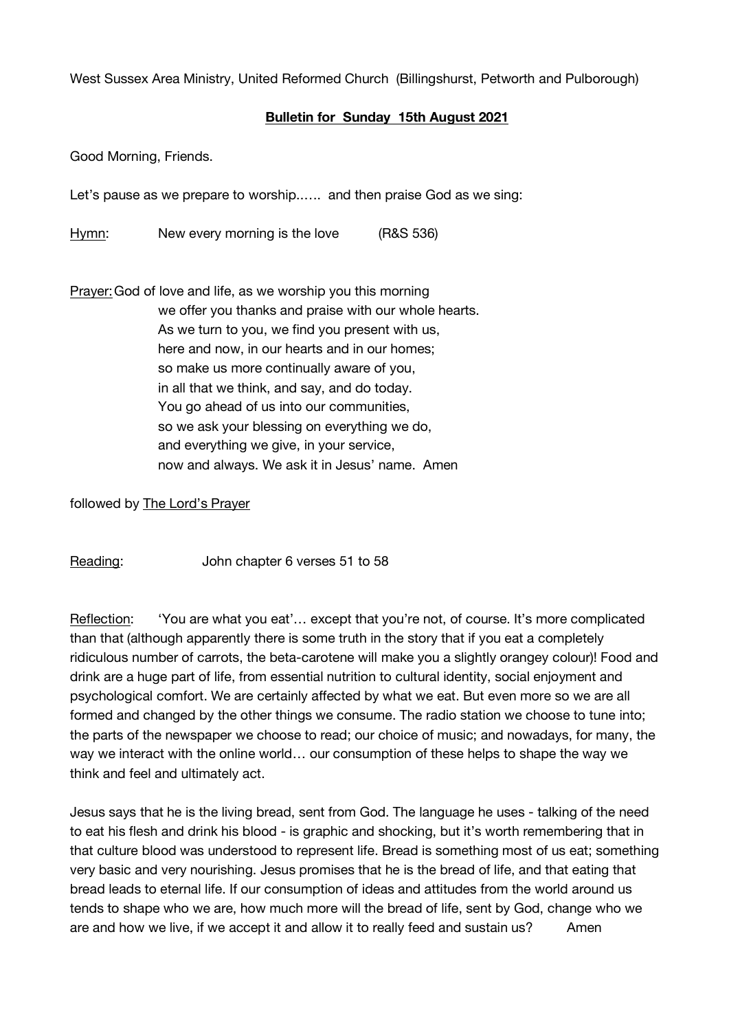West Sussex Area Ministry, United Reformed Church (Billingshurst, Petworth and Pulborough)

**Bulletin for Sunday 15th August 2021**

Good Morning, Friends.

Let's pause as we prepare to worship...... and then praise God as we sing:

Hymn: New every morning is the love (R&S 536)

Prayer: God of love and life, as we worship you this morning
we offer you thanks and praise with our whole hearts.
As we turn to you, we find you present with us,
here and now, in our hearts and in our homes;
so make us more continually aware of you,
in all that we think, and say, and do today.
You go ahead of us into our communities,
so we ask your blessing on everything we do,
and everything we give, in your service,
now and always. We ask it in Jesus' name. Amen

followed by The Lord's Prayer

Reading: John chapter 6 verses 51 to 58

Reflection: 'You are what you eat'… except that you're not, of course. It's more complicated than that (although apparently there is some truth in the story that if you eat a completely ridiculous number of carrots, the beta-carotene will make you a slightly orangey colour)! Food and drink are a huge part of life, from essential nutrition to cultural identity, social enjoyment and psychological comfort. We are certainly affected by what we eat. But even more so we are all formed and changed by the other things we consume. The radio station we choose to tune into; the parts of the newspaper we choose to read; our choice of music; and nowadays, for many, the way we interact with the online world… our consumption of these helps to shape the way we think and feel and ultimately act.

Jesus says that he is the living bread, sent from God. The language he uses - talking of the need to eat his flesh and drink his blood - is graphic and shocking, but it's worth remembering that in that culture blood was understood to represent life. Bread is something most of us eat; something very basic and very nourishing. Jesus promises that he is the bread of life, and that eating that bread leads to eternal life. If our consumption of ideas and attitudes from the world around us tends to shape who we are, how much more will the bread of life, sent by God, change who we are and how we live, if we accept it and allow it to really feed and sustain us? Amen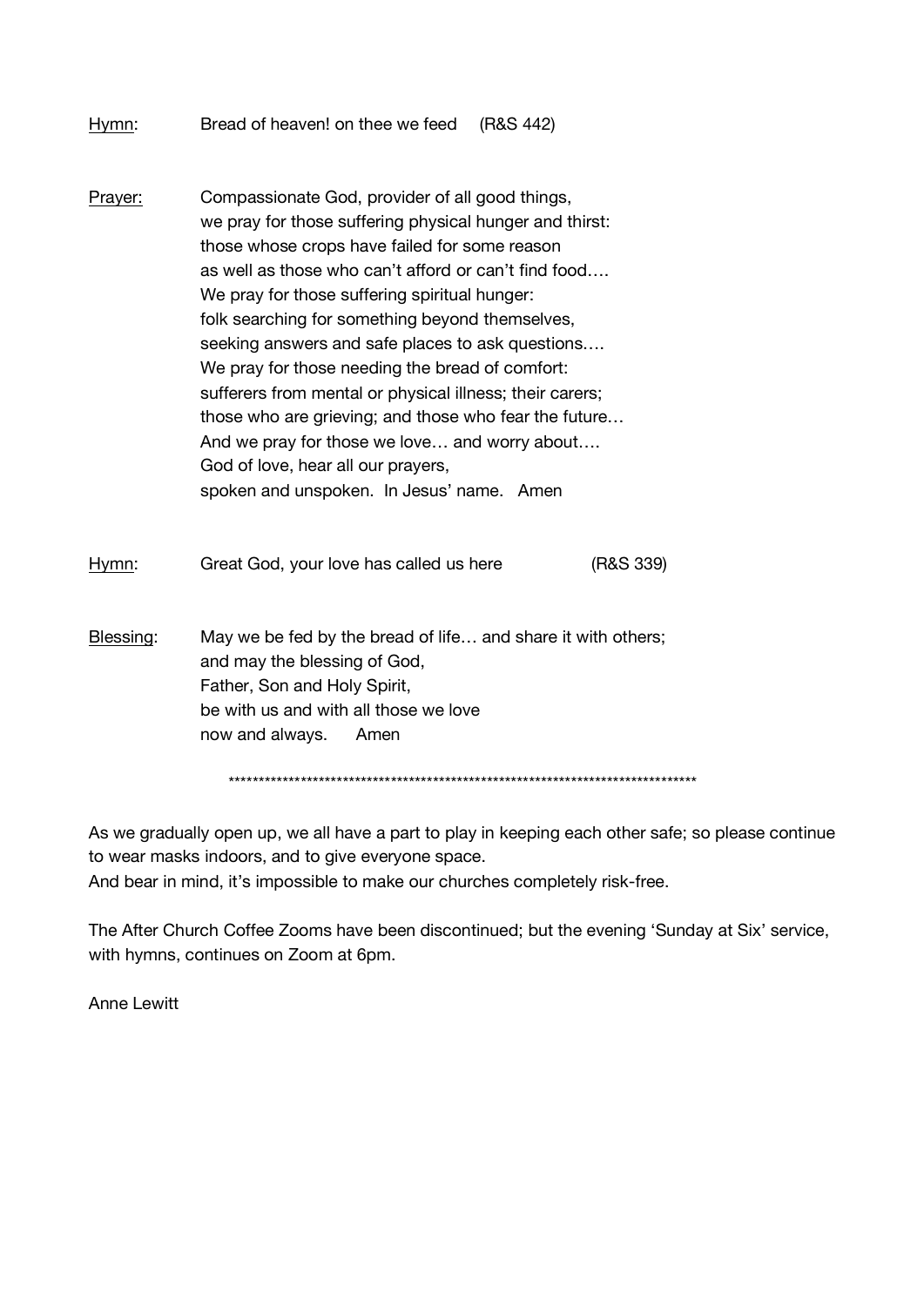<u>Hymn</u>: Bread of heaven! on thee we feed (R&S 442)

<u>Prayer:</u> Compassionate God, provider of all good things,
we pray for those suffering physical hunger and thirst:
those whose crops have failed for some reason
as well as those who can't afford or can't find food….
We pray for those suffering spiritual hunger:
folk searching for something beyond themselves,
seeking answers and safe places to ask questions….
We pray for those needing the bread of comfort:
sufferers from mental or physical illness; their carers;
those who are grieving; and those who fear the future…
And we pray for those we love… and worry about….
God of love, hear all our prayers,
spoken and unspoken. In Jesus' name. Amen

<u>Hymn</u>: Great God, your love has called us here (R&S 339)

<u>Blessing</u>: May we be fed by the bread of life… and share it with others;
and may the blessing of God,
Father, Son and Holy Spirit,
be with us and with all those we love
now and always. Amen

*************************************************************************************

As we gradually open up, we all have a part to play in keeping each other safe; so please continue to wear masks indoors, and to give everyone space.
And bear in mind, it's impossible to make our churches completely risk-free.

The After Church Coffee Zooms have been discontinued; but the evening 'Sunday at Six' service, with hymns, continues on Zoom at 6pm.

Anne Lewitt